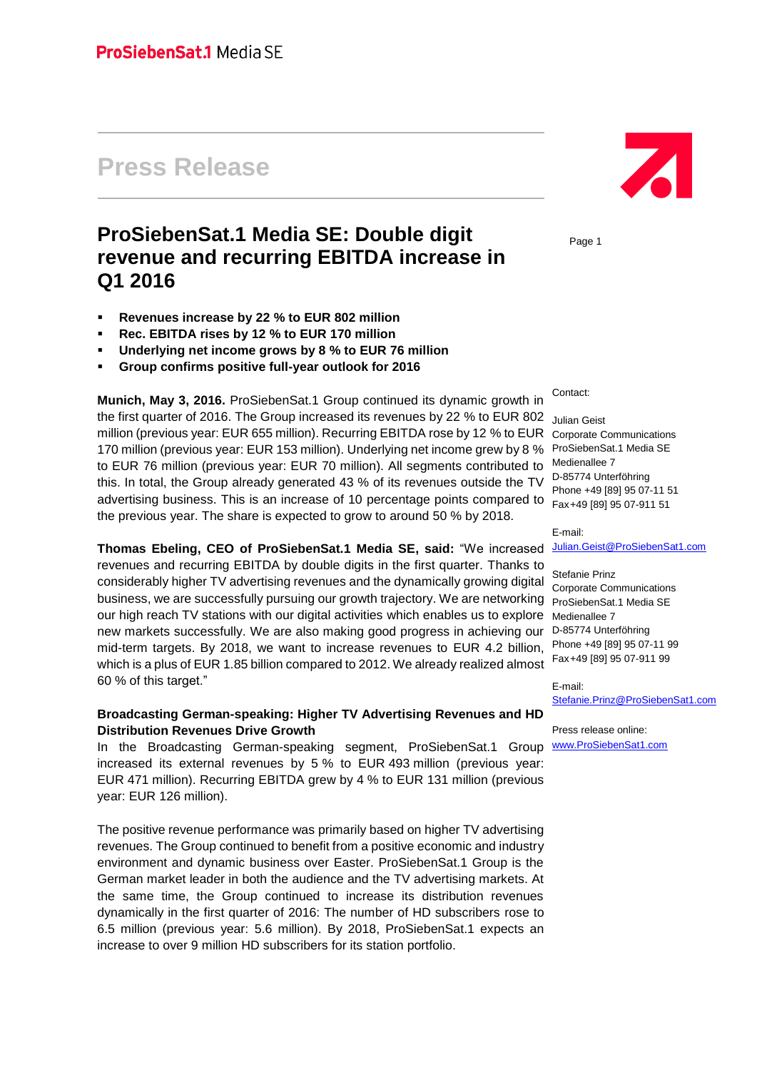ProSiebenSat.1 Media SE

# Press Release

## ProSiebenSat.1 Media SE: Double digit revenue and recurring EBITDA increase in Q1 2016

- **Revenues increase by 22 % to EUR 802 million**
- **Rec. EBITDA rises by 12 % to EUR 170 million**
- **Underlying net income grows by 8 % to EUR 76 million**
- **Group confirms positive full-year outlook for 2016**

**Munich, May 3, 2016.** ProSiebenSat.1 Group continued its dynamic growth in the first quarter of 2016. The Group increased its revenues by 22 % to EUR 802 million (previous year: EUR 655 million). Recurring EBITDA rose by 12 % to EUR 170 million (previous year: EUR 153 million). Underlying net income grew by 8 % to EUR 76 million (previous year: EUR 70 million). All segments contributed to this. In total, the Group already generated 43 % of its revenues outside the TV advertising business. This is an increase of 10 percentage points compared to the previous year. The share is expected to grow to around 50 % by 2018.

**Thomas Ebeling, CEO of ProSiebenSat.1 Media SE, said:** "We increased revenues and recurring EBITDA by double digits in the first quarter. Thanks to considerably higher TV advertising revenues and the dynamically growing digital business, we are successfully pursuing our growth trajectory. We are networking our high reach TV stations with our digital activities which enables us to explore new markets successfully. We are also making good progress in achieving our mid-term targets. By 2018, we want to increase revenues to EUR 4.2 billion, which is a plus of EUR 1.85 billion compared to 2012. We already realized almost 60 % of this target."

### Broadcasting German-speaking: Higher TV Advertising Revenues and HD Distribution Revenues Drive Growth

In the Broadcasting German-speaking segment, ProSiebenSat.1 Group increased its external revenues by 5 % to EUR 493 million (previous year: EUR 471 million). Recurring EBITDA grew by 4 % to EUR 131 million (previous year: EUR 126 million).

The positive revenue performance was primarily based on higher TV advertising revenues. The Group continued to benefit from a positive economic and industry environment and dynamic business over Easter. ProSiebenSat.1 Group is the German market leader in both the audience and the TV advertising markets. At the same time, the Group continued to increase its distribution revenues dynamically in the first quarter of 2016: The number of HD subscribers rose to 6.5 million (previous year: 5.6 million). By 2018, ProSiebenSat.1 expects an increase to over 9 million HD subscribers for its station portfolio.

Contact:

Julian Geist
Corporate Communications
ProSiebenSat.1 Media SE
Medienallee 7
D-85774 Unterföhring
Phone +49 [89] 95 07-11 51
Fax +49 [89] 95 07-911 51

E-mail:
Julian.Geist@ProSiebenSat1.com

Stefanie Prinz
Corporate Communications
ProSiebenSat.1 Media SE
Medienallee 7
D-85774 Unterföhring
Phone +49 [89] 95 07-11 99
Fax +49 [89] 95 07-911 99

E-mail:
Stefanie.Prinz@ProSiebenSat1.com

Press release online:
www.ProSiebenSat1.com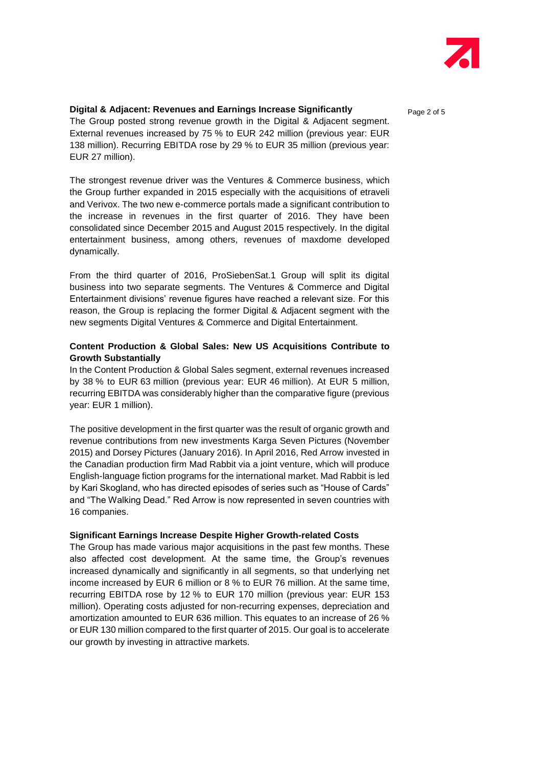**Digital & Adjacent: Revenues and Earnings Increase Significantly**

The Group posted strong revenue growth in the Digital & Adjacent segment. External revenues increased by 75 % to EUR 242 million (previous year: EUR 138 million). Recurring EBITDA rose by 29 % to EUR 35 million (previous year: EUR 27 million).

The strongest revenue driver was the Ventures & Commerce business, which the Group further expanded in 2015 especially with the acquisitions of etraveli and Verivox. The two new e-commerce portals made a significant contribution to the increase in revenues in the first quarter of 2016. They have been consolidated since December 2015 and August 2015 respectively. In the digital entertainment business, among others, revenues of maxdome developed dynamically.

From the third quarter of 2016, ProSiebenSat.1 Group will split its digital business into two separate segments. The Ventures & Commerce and Digital Entertainment divisions' revenue figures have reached a relevant size. For this reason, the Group is replacing the former Digital & Adjacent segment with the new segments Digital Ventures & Commerce and Digital Entertainment.

**Content Production & Global Sales: New US Acquisitions Contribute to Growth Substantially**

In the Content Production & Global Sales segment, external revenues increased by 38 % to EUR 63 million (previous year: EUR 46 million). At EUR 5 million, recurring EBITDA was considerably higher than the comparative figure (previous year: EUR 1 million).

The positive development in the first quarter was the result of organic growth and revenue contributions from new investments Karga Seven Pictures (November 2015) and Dorsey Pictures (January 2016). In April 2016, Red Arrow invested in the Canadian production firm Mad Rabbit via a joint venture, which will produce English-language fiction programs for the international market. Mad Rabbit is led by Kari Skogland, who has directed episodes of series such as "House of Cards" and "The Walking Dead." Red Arrow is now represented in seven countries with 16 companies.

**Significant Earnings Increase Despite Higher Growth-related Costs**

The Group has made various major acquisitions in the past few months. These also affected cost development. At the same time, the Group's revenues increased dynamically and significantly in all segments, so that underlying net income increased by EUR 6 million or 8 % to EUR 76 million. At the same time, recurring EBITDA rose by 12 % to EUR 170 million (previous year: EUR 153 million). Operating costs adjusted for non-recurring expenses, depreciation and amortization amounted to EUR 636 million. This equates to an increase of 26 % or EUR 130 million compared to the first quarter of 2015. Our goal is to accelerate our growth by investing in attractive markets.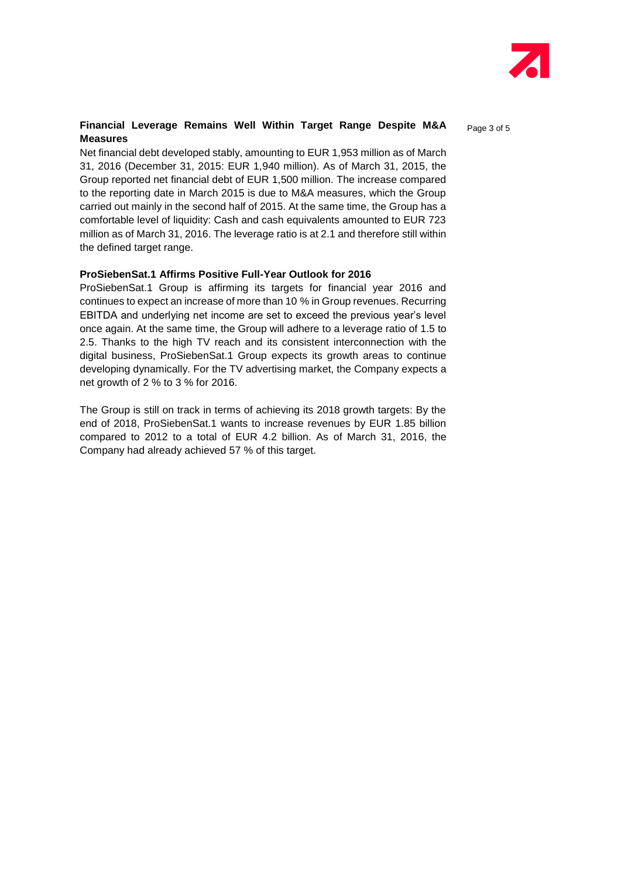**Financial Leverage Remains Well Within Target Range Despite M&A Measures**

Net financial debt developed stably, amounting to EUR 1,953 million as of March 31, 2016 (December 31, 2015: EUR 1,940 million). As of March 31, 2015, the Group reported net financial debt of EUR 1,500 million. The increase compared to the reporting date in March 2015 is due to M&A measures, which the Group carried out mainly in the second half of 2015. At the same time, the Group has a comfortable level of liquidity: Cash and cash equivalents amounted to EUR 723 million as of March 31, 2016. The leverage ratio is at 2.1 and therefore still within the defined target range.

**ProSiebenSat.1 Affirms Positive Full-Year Outlook for 2016**

ProSiebenSat.1 Group is affirming its targets for financial year 2016 and continues to expect an increase of more than 10 % in Group revenues. Recurring EBITDA and underlying net income are set to exceed the previous year's level once again. At the same time, the Group will adhere to a leverage ratio of 1.5 to 2.5. Thanks to the high TV reach and its consistent interconnection with the digital business, ProSiebenSat.1 Group expects its growth areas to continue developing dynamically. For the TV advertising market, the Company expects a net growth of 2 % to 3 % for 2016.

The Group is still on track in terms of achieving its 2018 growth targets: By the end of 2018, ProSiebenSat.1 wants to increase revenues by EUR 1.85 billion compared to 2012 to a total of EUR 4.2 billion. As of March 31, 2016, the Company had already achieved 57 % of this target.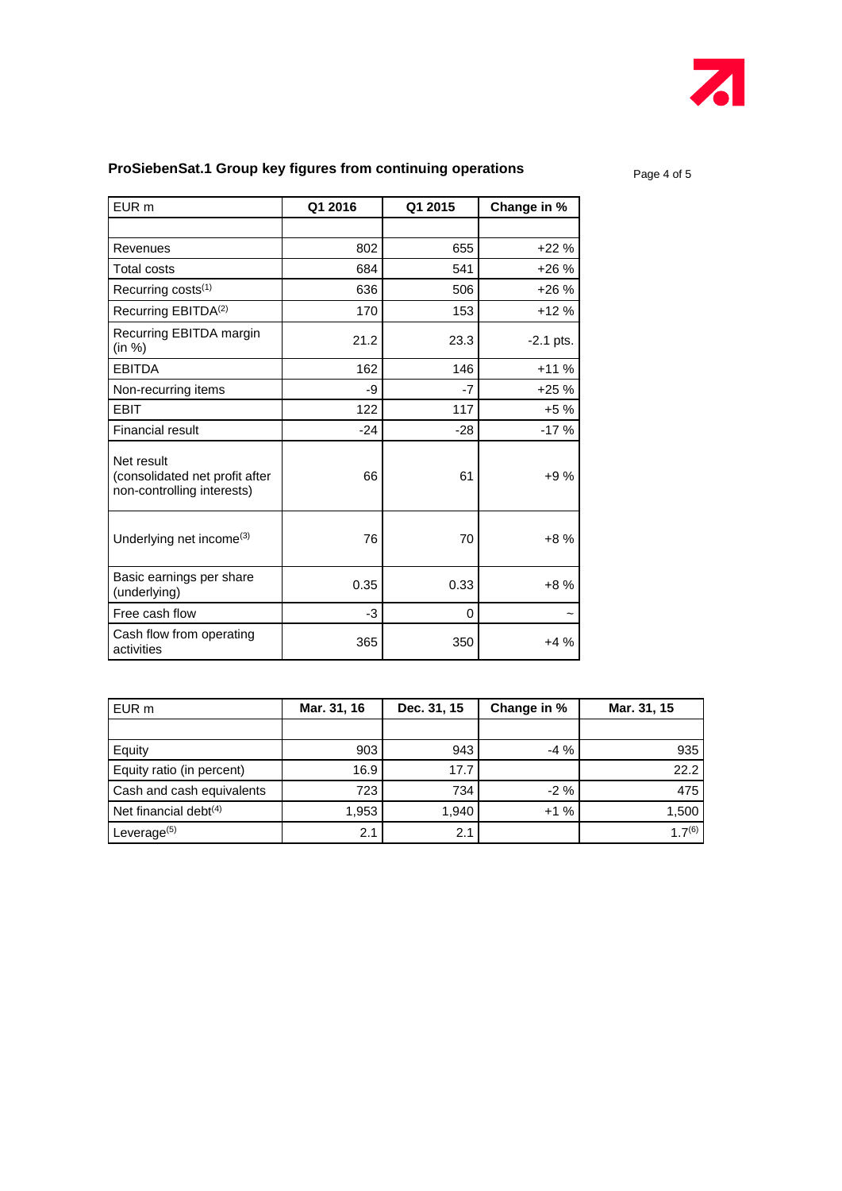## ProSiebenSat.1 Group key figures from continuing operations

| EUR m | Q1 2016 | Q1 2015 | Change in % |
|---|---|---|---|
| | | | |
| Revenues | 802 | 655 | +22 % |
| Total costs | 684 | 541 | +26 % |
| Recurring costs[1] | 636 | 506 | +26 % |
| Recurring EBITDA[2] | 170 | 153 | +12 % |
| Recurring EBITDA margin (in %) | 21.2 | 23.3 | -2.1 pts. |
| EBITDA | 162 | 146 | +11 % |
| Non-recurring items | -9 | -7 | +25 % |
| EBIT | 122 | 117 | +5 % |
| Financial result | -24 | -28 | -17 % |
| Net result (consolidated net profit after non-controlling interests) | 66 | 61 | +9 % |
| Underlying net income[3] | 76 | 70 | +8 % |
| Basic earnings per share (underlying) | 0.35 | 0.33 | +8 % |
| Free cash flow | -3 | 0 | ~ |
| Cash flow from operating activities | 365 | 350 | +4 % |

| EUR m | Mar. 31, 16 | Dec. 31, 15 | Change in % | Mar. 31, 15 |
|---|---|---|---|---|
| | | | | |
| Equity | 903 | 943 | -4 % | 935 |
| Equity ratio (in percent) | 16.9 | 17.7 | | 22.2 |
| Cash and cash equivalents | 723 | 734 | -2 % | 475 |
| Net financial debt[4] | 1,953 | 1,940 | +1 % | 1,500 |
| Leverage[5] | 2.1 | 2.1 | | 1.7[6] |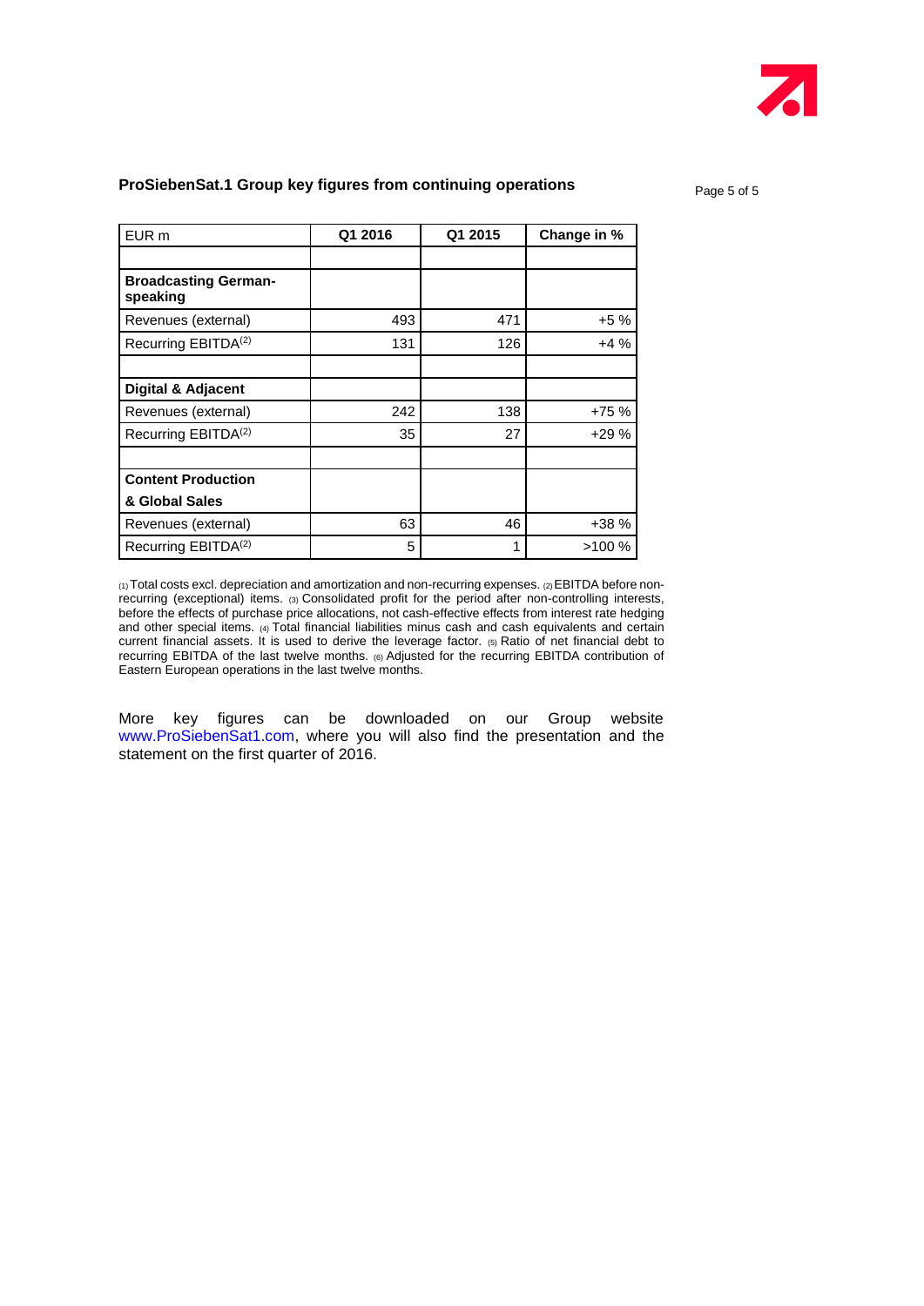## ProSiebenSat.1 Group key figures from continuing operations

| EUR m | Q1 2016 | Q1 2015 | Change in % |
|---|---|---|---|
| | | | |
| **Broadcasting German-speaking** | | | |
| Revenues (external) | 493 | 471 | +5 % |
| Recurring EBITDA(2) | 131 | 126 | +4 % |
| | | | |
| **Digital & Adjacent** | | | |
| Revenues (external) | 242 | 138 | +75 % |
| Recurring EBITDA(2) | 35 | 27 | +29 % |
| | | | |
| **Content Production & Global Sales** | | | |
| Revenues (external) | 63 | 46 | +38 % |
| Recurring EBITDA(2) | 5 | 1 | >100 % |

(1) Total costs excl. depreciation and amortization and non-recurring expenses. (2) EBITDA before non-recurring (exceptional) items. (3) Consolidated profit for the period after non-controlling interests, before the effects of purchase price allocations, not cash-effective effects from interest rate hedging and other special items. (4) Total financial liabilities minus cash and cash equivalents and certain current financial assets. It is used to derive the leverage factor. (5) Ratio of net financial debt to recurring EBITDA of the last twelve months. (6) Adjusted for the recurring EBITDA contribution of Eastern European operations in the last twelve months.

More key figures can be downloaded on our Group website www.ProSiebenSat1.com, where you will also find the presentation and the statement on the first quarter of 2016.